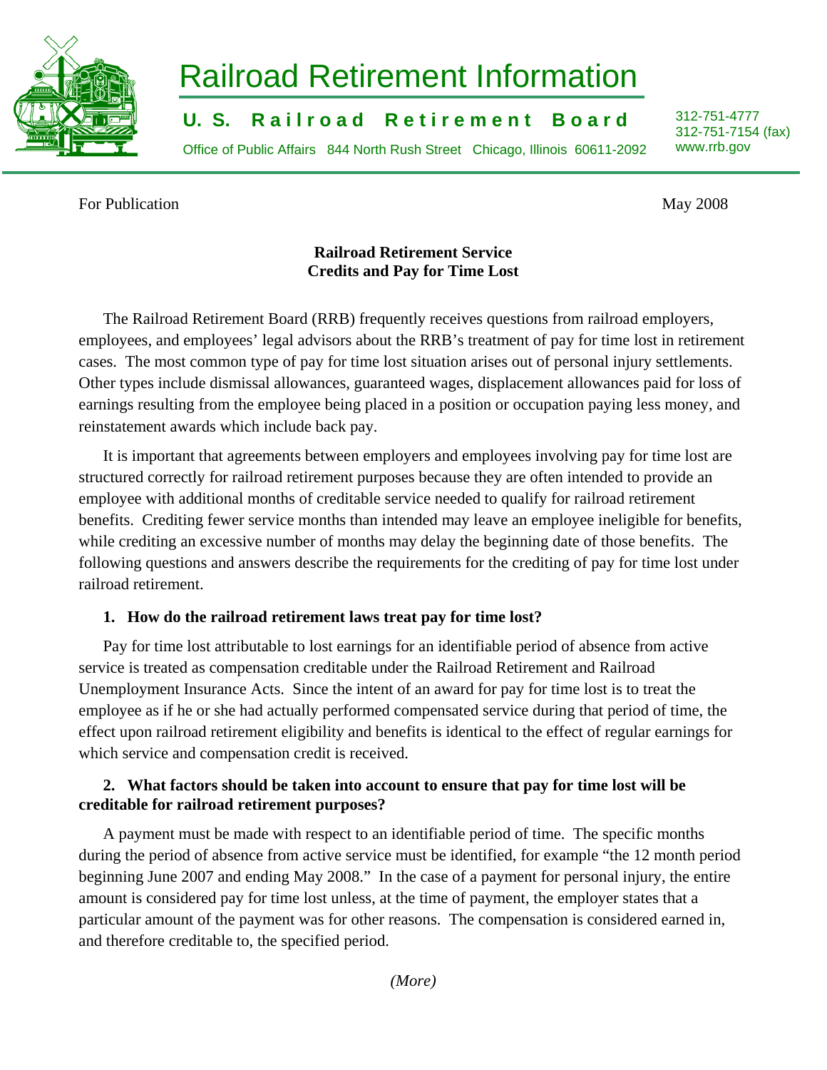# Railroad Retirement Information

**U. S. Railroad Retirement Board**

Office of Public Affairs 844 North Rush Street Chicago, Illinois 60611-2092

312-751-4777
312-751-7154 (fax)
www.rrb.gov

For Publication

May 2008

## Railroad Retirement Service Credits and Pay for Time Lost

The Railroad Retirement Board (RRB) frequently receives questions from railroad employers, employees, and employees' legal advisors about the RRB's treatment of pay for time lost in retirement cases. The most common type of pay for time lost situation arises out of personal injury settlements. Other types include dismissal allowances, guaranteed wages, displacement allowances paid for loss of earnings resulting from the employee being placed in a position or occupation paying less money, and reinstatement awards which include back pay.

It is important that agreements between employers and employees involving pay for time lost are structured correctly for railroad retirement purposes because they are often intended to provide an employee with additional months of creditable service needed to qualify for railroad retirement benefits. Crediting fewer service months than intended may leave an employee ineligible for benefits, while crediting an excessive number of months may delay the beginning date of those benefits. The following questions and answers describe the requirements for the crediting of pay for time lost under railroad retirement.

**1. How do the railroad retirement laws treat pay for time lost?**

Pay for time lost attributable to lost earnings for an identifiable period of absence from active service is treated as compensation creditable under the Railroad Retirement and Railroad Unemployment Insurance Acts. Since the intent of an award for pay for time lost is to treat the employee as if he or she had actually performed compensated service during that period of time, the effect upon railroad retirement eligibility and benefits is identical to the effect of regular earnings for which service and compensation credit is received.

**2. What factors should be taken into account to ensure that pay for time lost will be creditable for railroad retirement purposes?**

A payment must be made with respect to an identifiable period of time. The specific months during the period of absence from active service must be identified, for example "the 12 month period beginning June 2007 and ending May 2008." In the case of a payment for personal injury, the entire amount is considered pay for time lost unless, at the time of payment, the employer states that a particular amount of the payment was for other reasons. The compensation is considered earned in, and therefore creditable to, the specified period.

*(More)*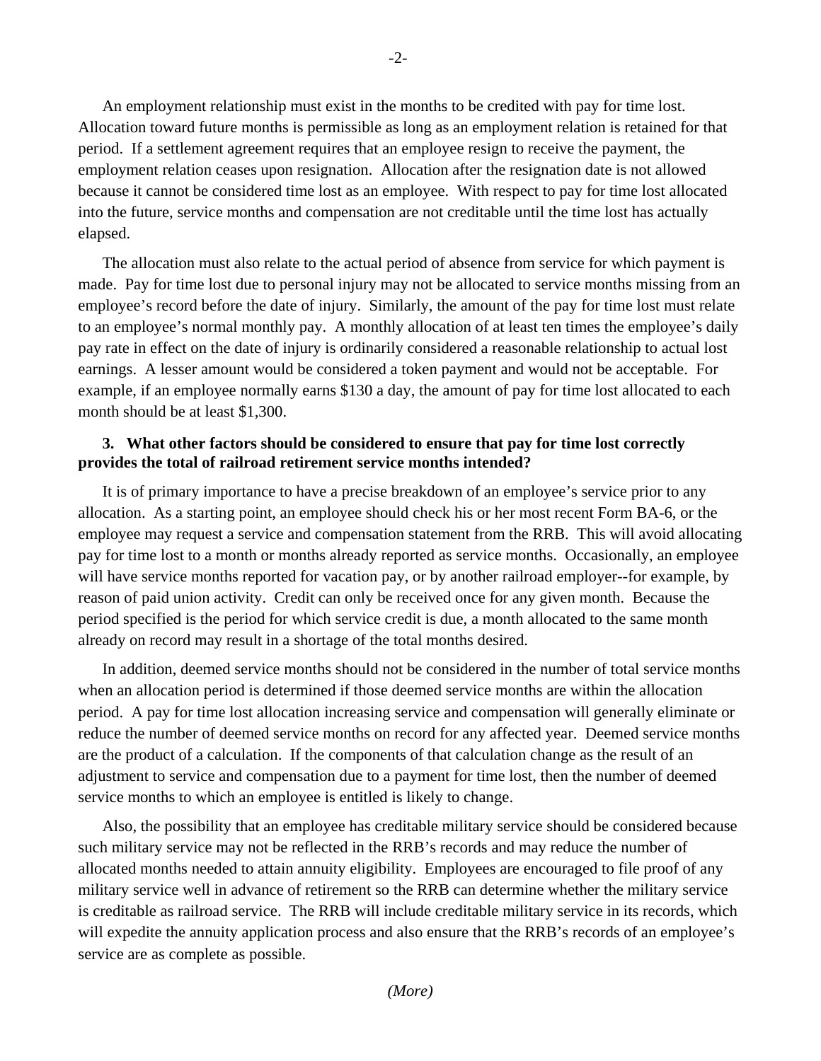An employment relationship must exist in the months to be credited with pay for time lost. Allocation toward future months is permissible as long as an employment relation is retained for that period. If a settlement agreement requires that an employee resign to receive the payment, the employment relation ceases upon resignation. Allocation after the resignation date is not allowed because it cannot be considered time lost as an employee. With respect to pay for time lost allocated into the future, service months and compensation are not creditable until the time lost has actually elapsed.

The allocation must also relate to the actual period of absence from service for which payment is made. Pay for time lost due to personal injury may not be allocated to service months missing from an employee's record before the date of injury. Similarly, the amount of the pay for time lost must relate to an employee's normal monthly pay. A monthly allocation of at least ten times the employee's daily pay rate in effect on the date of injury is ordinarily considered a reasonable relationship to actual lost earnings. A lesser amount would be considered a token payment and would not be acceptable. For example, if an employee normally earns $130 a day, the amount of pay for time lost allocated to each month should be at least $1,300.

**3. What other factors should be considered to ensure that pay for time lost correctly provides the total of railroad retirement service months intended?**

It is of primary importance to have a precise breakdown of an employee's service prior to any allocation. As a starting point, an employee should check his or her most recent Form BA-6, or the employee may request a service and compensation statement from the RRB. This will avoid allocating pay for time lost to a month or months already reported as service months. Occasionally, an employee will have service months reported for vacation pay, or by another railroad employer--for example, by reason of paid union activity. Credit can only be received once for any given month. Because the period specified is the period for which service credit is due, a month allocated to the same month already on record may result in a shortage of the total months desired.

In addition, deemed service months should not be considered in the number of total service months when an allocation period is determined if those deemed service months are within the allocation period. A pay for time lost allocation increasing service and compensation will generally eliminate or reduce the number of deemed service months on record for any affected year. Deemed service months are the product of a calculation. If the components of that calculation change as the result of an adjustment to service and compensation due to a payment for time lost, then the number of deemed service months to which an employee is entitled is likely to change.

Also, the possibility that an employee has creditable military service should be considered because such military service may not be reflected in the RRB's records and may reduce the number of allocated months needed to attain annuity eligibility. Employees are encouraged to file proof of any military service well in advance of retirement so the RRB can determine whether the military service is creditable as railroad service. The RRB will include creditable military service in its records, which will expedite the annuity application process and also ensure that the RRB's records of an employee's service are as complete as possible.

*(More)*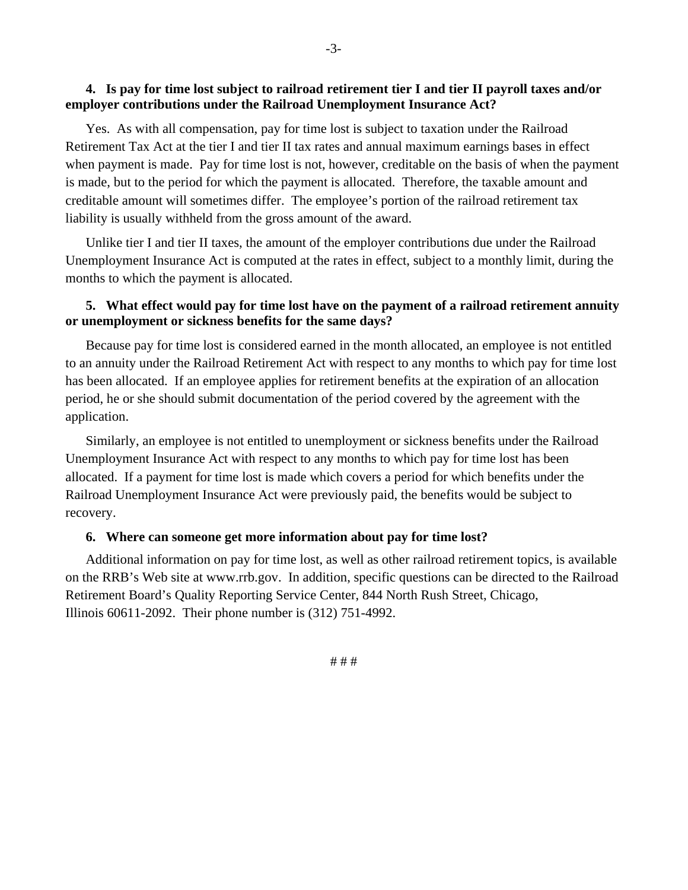**4. Is pay for time lost subject to railroad retirement tier I and tier II payroll taxes and/or employer contributions under the Railroad Unemployment Insurance Act?**

Yes. As with all compensation, pay for time lost is subject to taxation under the Railroad Retirement Tax Act at the tier I and tier II tax rates and annual maximum earnings bases in effect when payment is made. Pay for time lost is not, however, creditable on the basis of when the payment is made, but to the period for which the payment is allocated. Therefore, the taxable amount and creditable amount will sometimes differ. The employee's portion of the railroad retirement tax liability is usually withheld from the gross amount of the award.

Unlike tier I and tier II taxes, the amount of the employer contributions due under the Railroad Unemployment Insurance Act is computed at the rates in effect, subject to a monthly limit, during the months to which the payment is allocated.

**5. What effect would pay for time lost have on the payment of a railroad retirement annuity or unemployment or sickness benefits for the same days?**

Because pay for time lost is considered earned in the month allocated, an employee is not entitled to an annuity under the Railroad Retirement Act with respect to any months to which pay for time lost has been allocated. If an employee applies for retirement benefits at the expiration of an allocation period, he or she should submit documentation of the period covered by the agreement with the application.

Similarly, an employee is not entitled to unemployment or sickness benefits under the Railroad Unemployment Insurance Act with respect to any months to which pay for time lost has been allocated. If a payment for time lost is made which covers a period for which benefits under the Railroad Unemployment Insurance Act were previously paid, the benefits would be subject to recovery.

**6. Where can someone get more information about pay for time lost?**

Additional information on pay for time lost, as well as other railroad retirement topics, is available on the RRB's Web site at www.rrb.gov. In addition, specific questions can be directed to the Railroad Retirement Board's Quality Reporting Service Center, 844 North Rush Street, Chicago, Illinois 60611-2092. Their phone number is (312) 751-4992.

# # #